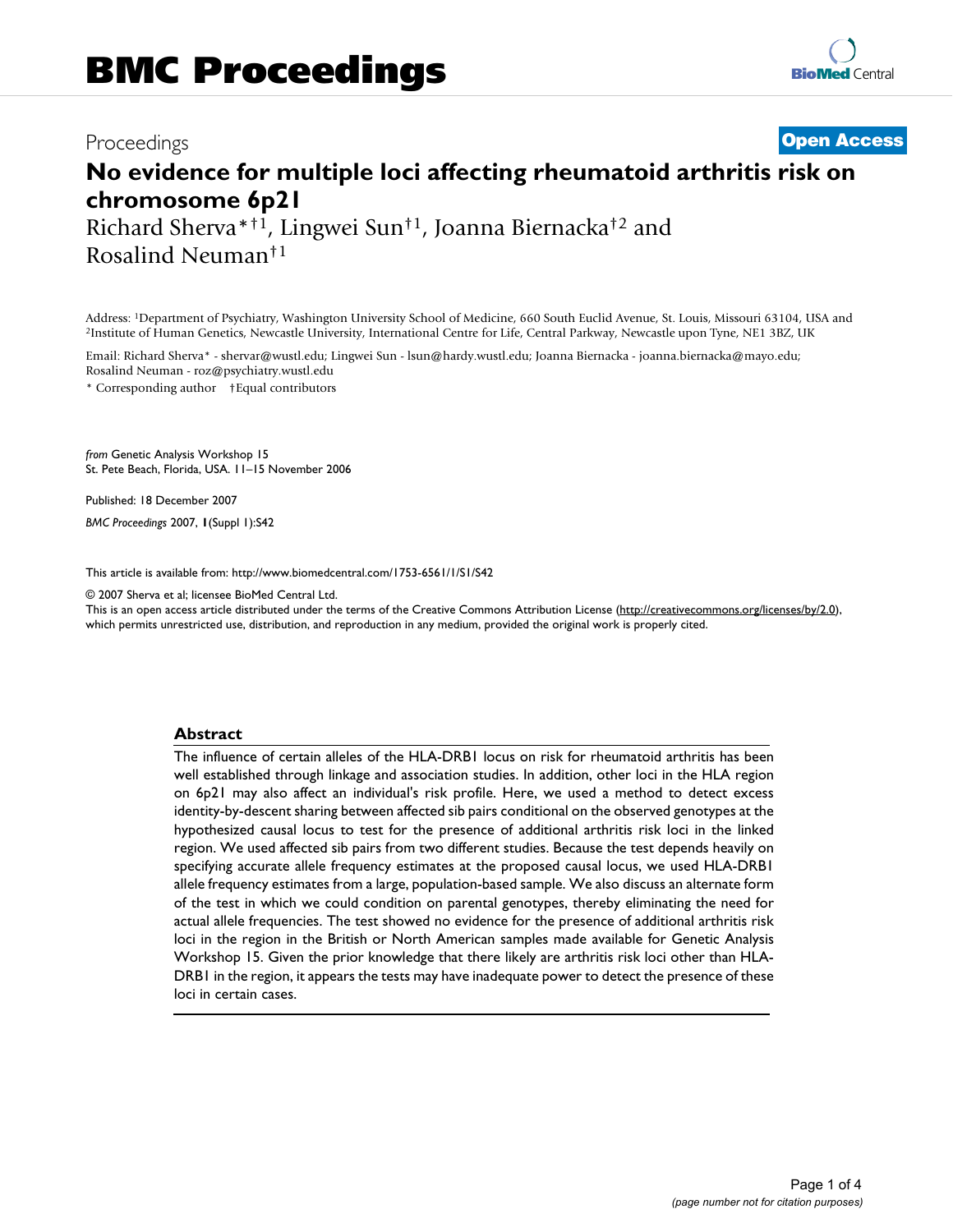Proceedings

**Open Access**

# No evidence for multiple loci affecting rheumatoid arthritis risk on chromosome 6p21

Richard Sherva*†1, Lingwei Sun†1, Joanna Biernacka†2 and Rosalind Neuman†1

Address: [1]Department of Psychiatry, Washington University School of Medicine, 660 South Euclid Avenue, St. Louis, Missouri 63104, USA and [2]Institute of Human Genetics, Newcastle University, International Centre for Life, Central Parkway, Newcastle upon Tyne, NE1 3BZ, UK

Email: Richard Sherva* - shervar@wustl.edu; Lingwei Sun - lsun@hardy.wustl.edu; Joanna Biernacka - joanna.biernacka@mayo.edu; Rosalind Neuman - roz@psychiatry.wustl.edu

\* Corresponding author †Equal contributors

*from* Genetic Analysis Workshop 15
St. Pete Beach, Florida, USA. 11–15 November 2006

Published: 18 December 2007

*BMC Proceedings* 2007, **1**(Suppl 1):S42

This article is available from: http://www.biomedcentral.com/1753-6561/1/S1/S42

© 2007 Sherva et al; licensee BioMed Central Ltd.
This is an open access article distributed under the terms of the Creative Commons Attribution License (http://creativecommons.org/licenses/by/2.0), which permits unrestricted use, distribution, and reproduction in any medium, provided the original work is properly cited.

## Abstract

The influence of certain alleles of the HLA-DRB1 locus on risk for rheumatoid arthritis has been well established through linkage and association studies. In addition, other loci in the HLA region on 6p21 may also affect an individual's risk profile. Here, we used a method to detect excess identity-by-descent sharing between affected sib pairs conditional on the observed genotypes at the hypothesized causal locus to test for the presence of additional arthritis risk loci in the linked region. We used affected sib pairs from two different studies. Because the test depends heavily on specifying accurate allele frequency estimates at the proposed causal locus, we used HLA-DRB1 allele frequency estimates from a large, population-based sample. We also discuss an alternate form of the test in which we could condition on parental genotypes, thereby eliminating the need for actual allele frequencies. The test showed no evidence for the presence of additional arthritis risk loci in the region in the British or North American samples made available for Genetic Analysis Workshop 15. Given the prior knowledge that there likely are arthritis risk loci other than HLA-DRB1 in the region, it appears the tests may have inadequate power to detect the presence of these loci in certain cases.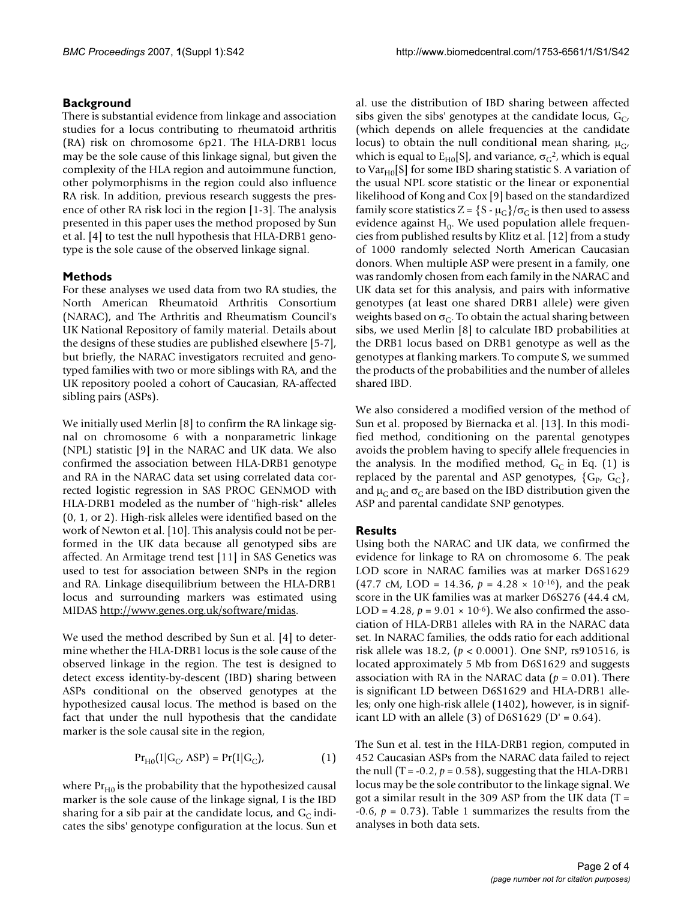## Background

There is substantial evidence from linkage and association studies for a locus contributing to rheumatoid arthritis (RA) risk on chromosome 6p21. The HLA-DRB1 locus may be the sole cause of this linkage signal, but given the complexity of the HLA region and autoimmune function, other polymorphisms in the region could also influence RA risk. In addition, previous research suggests the presence of other RA risk loci in the region [1-3]. The analysis presented in this paper uses the method proposed by Sun et al. [4] to test the null hypothesis that HLA-DRB1 genotype is the sole cause of the observed linkage signal.

## Methods

For these analyses we used data from two RA studies, the North American Rheumatoid Arthritis Consortium (NARAC), and The Arthritis and Rheumatism Council's UK National Repository of family material. Details about the designs of these studies are published elsewhere [5-7], but briefly, the NARAC investigators recruited and genotyped families with two or more siblings with RA, and the UK repository pooled a cohort of Caucasian, RA-affected sibling pairs (ASPs).

We initially used Merlin [8] to confirm the RA linkage signal on chromosome 6 with a nonparametric linkage (NPL) statistic [9] in the NARAC and UK data. We also confirmed the association between HLA-DRB1 genotype and RA in the NARAC data set using correlated data corrected logistic regression in SAS PROC GENMOD with HLA-DRB1 modeled as the number of "high-risk" alleles (0, 1, or 2). High-risk alleles were identified based on the work of Newton et al. [10]. This analysis could not be performed in the UK data because all genotyped sibs are affected. An Armitage trend test [11] in SAS Genetics was used to test for association between SNPs in the region and RA. Linkage disequilibrium between the HLA-DRB1 locus and surrounding markers was estimated using MIDAS http://www.genes.org.uk/software/midas.

We used the method described by Sun et al. [4] to determine whether the HLA-DRB1 locus is the sole cause of the observed linkage in the region. The test is designed to detect excess identity-by-descent (IBD) sharing between ASPs conditional on the observed genotypes at the hypothesized causal locus. The method is based on the fact that under the null hypothesis that the candidate marker is the sole causal site in the region,

$$\Pr_{H0}(I|G_C, ASP) = \Pr(I|G_C), \quad (1)$$

where $\Pr_{H0}$ is the probability that the hypothesized causal marker is the sole cause of the linkage signal, I is the IBD sharing for a sib pair at the candidate locus, and $G_C$ indicates the sibs' genotype configuration at the locus. Sun et al. use the distribution of IBD sharing between affected sibs given the sibs' genotypes at the candidate locus, $G_C$, (which depends on allele frequencies at the candidate locus) to obtain the null conditional mean sharing, $\mu_G$, which is equal to $E_{H0}[S]$, and variance, $\sigma_G^2$, which is equal to $Var_{H0}[S]$ for some IBD sharing statistic S. A variation of the usual NPL score statistic or the linear or exponential likelihood of Kong and Cox [9] based on the standardized family score statistics $Z = \{S - \mu_G\}/\sigma_G$ is then used to assess evidence against $H_0$. We used population allele frequencies from published results by Klitz et al. [12] from a study of 1000 randomly selected North American Caucasian donors. When multiple ASP were present in a family, one was randomly chosen from each family in the NARAC and UK data set for this analysis, and pairs with informative genotypes (at least one shared DRB1 allele) were given weights based on $\sigma_G$. To obtain the actual sharing between sibs, we used Merlin [8] to calculate IBD probabilities at the DRB1 locus based on DRB1 genotype as well as the genotypes at flanking markers. To compute S, we summed the products of the probabilities and the number of alleles shared IBD.

We also considered a modified version of the method of Sun et al. proposed by Biernacka et al. [13]. In this modified method, conditioning on the parental genotypes avoids the problem having to specify allele frequencies in the analysis. In the modified method, $G_C$ in Eq. (1) is replaced by the parental and ASP genotypes, $\{G_P, G_C\}$, and $\mu_G$ and $\sigma_G$ are based on the IBD distribution given the ASP and parental candidate SNP genotypes.

## Results

Using both the NARAC and UK data, we confirmed the evidence for linkage to RA on chromosome 6. The peak LOD score in NARAC families was at marker D6S1629 (47.7 cM, LOD = 14.36, $p = 4.28 \times 10^{-16}$), and the peak score in the UK families was at marker D6S276 (44.4 cM, LOD = 4.28, $p = 9.01 \times 10^{-6}$). We also confirmed the association of HLA-DRB1 alleles with RA in the NARAC data set. In NARAC families, the odds ratio for each additional risk allele was 18.2, ($p < 0.0001$). One SNP, rs910516, is located approximately 5 Mb from D6S1629 and suggests association with RA in the NARAC data ($p = 0.01$). There is significant LD between D6S1629 and HLA-DRB1 alleles; only one high-risk allele (1402), however, is in significant LD with an allele (3) of D6S1629 (D' = 0.64).

The Sun et al. test in the HLA-DRB1 region, computed in 452 Caucasian ASPs from the NARAC data failed to reject the null (T = -0.2, $p = 0.58$), suggesting that the HLA-DRB1 locus may be the sole contributor to the linkage signal. We got a similar result in the 309 ASP from the UK data (T = -0.6, $p = 0.73$). Table 1 summarizes the results from the analyses in both data sets.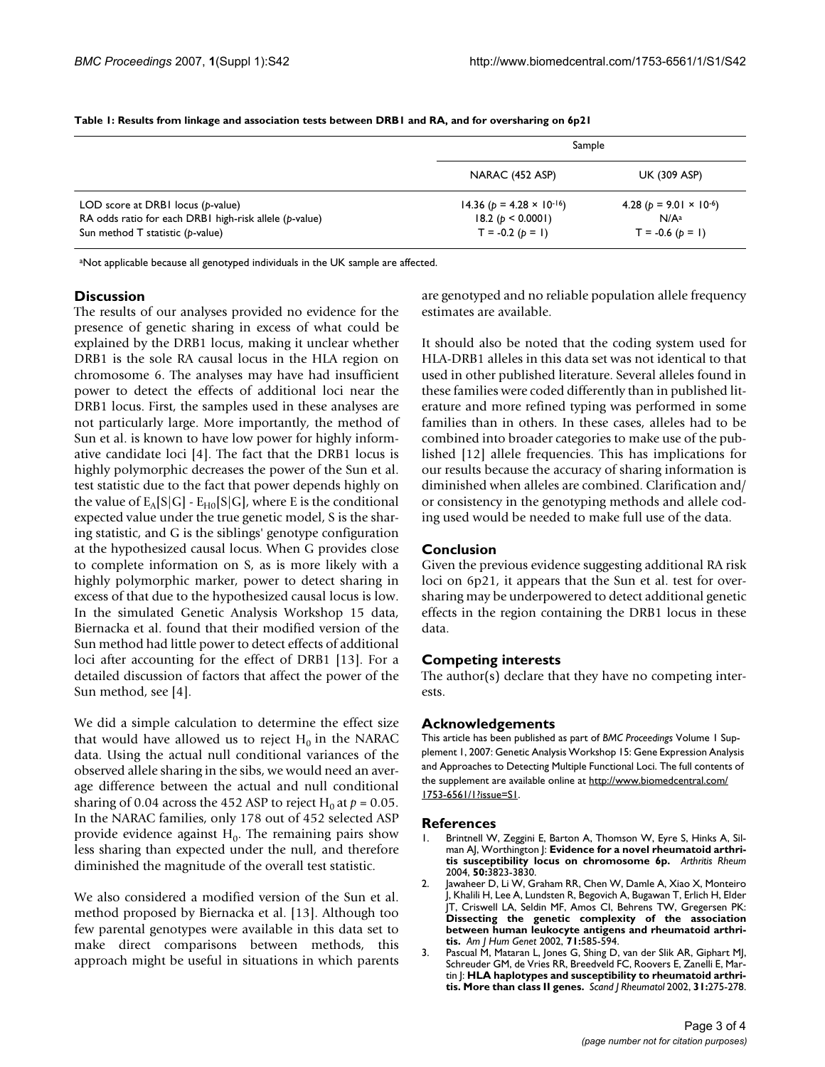**Table 1: Results from linkage and association tests between DRB1 and RA, and for oversharing on 6p21**

| | Sample | |
|---|---|---|
| | NARAC (452 ASP) | UK (309 ASP) |
| LOD score at DRB1 locus (*p*-value) | 14.36 ($p = 4.28 \times 10^{-16}$) | 4.28 ($p = 9.01 \times 10^{-6}$) |
| RA odds ratio for each DRB1 high-risk allele (*p*-value) | 18.2 ($p < 0.0001$) | N/A[a] |
| Sun method T statistic (*p*-value) | T = -0.2 ($p = 1$) | T = -0.6 ($p = 1$) |

[a]Not applicable because all genotyped individuals in the UK sample are affected.

## Discussion

The results of our analyses provided no evidence for the presence of genetic sharing in excess of what could be explained by the DRB1 locus, making it unclear whether DRB1 is the sole RA causal locus in the HLA region on chromosome 6. The analyses may have had insufficient power to detect the effects of additional loci near the DRB1 locus. First, the samples used in these analyses are not particularly large. More importantly, the method of Sun et al. is known to have low power for highly informative candidate loci [4]. The fact that the DRB1 locus is highly polymorphic decreases the power of the Sun et al. test statistic due to the fact that power depends highly on the value of $E_A[S|G] - E_{H0}[S|G]$, where E is the conditional expected value under the true genetic model, S is the sharing statistic, and G is the siblings' genotype configuration at the hypothesized causal locus. When G provides close to complete information on S, as is more likely with a highly polymorphic marker, power to detect sharing in excess of that due to the hypothesized causal locus is low. In the simulated Genetic Analysis Workshop 15 data, Biernacka et al. found that their modified version of the Sun method had little power to detect effects of additional loci after accounting for the effect of DRB1 [13]. For a detailed discussion of factors that affect the power of the Sun method, see [4].

We did a simple calculation to determine the effect size that would have allowed us to reject $H_0$ in the NARAC data. Using the actual null conditional variances of the observed allele sharing in the sibs, we would need an average difference between the actual and null conditional sharing of 0.04 across the 452 ASP to reject $H_0$ at $p = 0.05$. In the NARAC families, only 178 out of 452 selected ASP provide evidence against $H_0$. The remaining pairs show less sharing than expected under the null, and therefore diminished the magnitude of the overall test statistic.

We also considered a modified version of the Sun et al. method proposed by Biernacka et al. [13]. Although too few parental genotypes were available in this data set to make direct comparisons between methods, this approach might be useful in situations in which parents are genotyped and no reliable population allele frequency estimates are available.

It should also be noted that the coding system used for HLA-DRB1 alleles in this data set was not identical to that used in other published literature. Several alleles found in these families were coded differently than in published literature and more refined typing was performed in some families than in others. In these cases, alleles had to be combined into broader categories to make use of the published [12] allele frequencies. This has implications for our results because the accuracy of sharing information is diminished when alleles are combined. Clarification and/or consistency in the genotyping methods and allele coding used would be needed to make full use of the data.

## Conclusion

Given the previous evidence suggesting additional RA risk loci on 6p21, it appears that the Sun et al. test for oversharing may be underpowered to detect additional genetic effects in the region containing the DRB1 locus in these data.

## Competing interests

The author(s) declare that they have no competing interests.

## Acknowledgements

This article has been published as part of *BMC Proceedings* Volume 1 Supplement 1, 2007: Genetic Analysis Workshop 15: Gene Expression Analysis and Approaches to Detecting Multiple Functional Loci. The full contents of the supplement are available online at http://www.biomedcentral.com/1753-6561/1?issue=S1.

## References

1. Brintnell W, Zeggini E, Barton A, Thomson W, Eyre S, Hinks A, Silman AJ, Worthington J: **Evidence for a novel rheumatoid arthritis susceptibility locus on chromosome 6p.** *Arthritis Rheum* 2004, **50:**3823-3830.
2. Jawaheer D, Li W, Graham RR, Chen W, Damle A, Xiao X, Monteiro J, Khalili H, Lee A, Lundsten R, Begovich A, Bugawan T, Erlich H, Elder JT, Criswell LA, Seldin MF, Amos CI, Behrens TW, Gregersen PK: **Dissecting the genetic complexity of the association between human leukocyte antigens and rheumatoid arthritis.** *Am J Hum Genet* 2002, **71:**585-594.
3. Pascual M, Mataran L, Jones G, Shing D, van der Slik AR, Giphart MJ, Schreuder GM, de Vries RR, Breedveld FC, Roovers E, Zanelli E, Martin J: **HLA haplotypes and susceptibility to rheumatoid arthritis. More than class II genes.** *Scand J Rheumatol* 2002, **31:**275-278.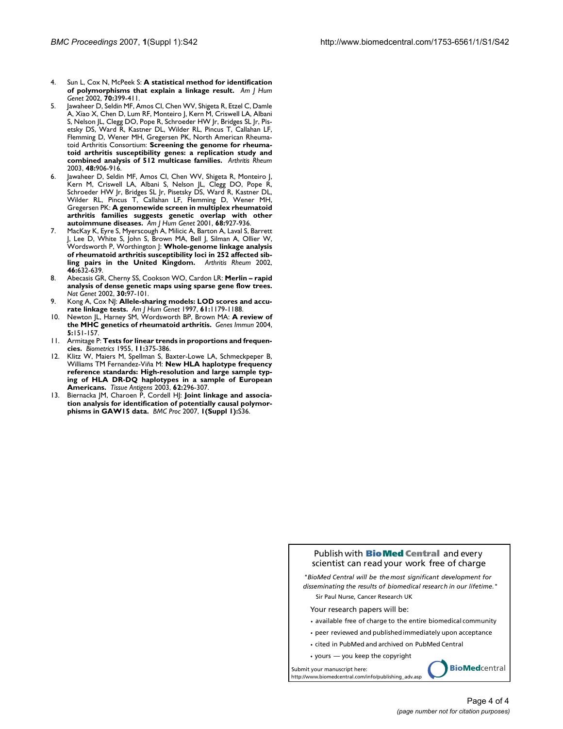4. Sun L, Cox N, McPeek S: **A statistical method for identification of polymorphisms that explain a linkage result.** *Am J Hum Genet* 2002, **70:**399-411.
5. Jawaheer D, Seldin MF, Amos CI, Chen WV, Shigeta R, Etzel C, Damle A, Xiao X, Chen D, Lum RF, Monteiro J, Kern M, Criswell LA, Albani S, Nelson JL, Clegg DO, Pope R, Schroeder HW Jr, Bridges SL Jr, Pisetsky DS, Ward R, Kastner DL, Wilder RL, Pincus T, Callahan LF, Flemming D, Wener MH, Gregersen PK, North American Rheumatoid Arthritis Consortium: **Screening the genome for rheumatoid arthritis susceptibility genes: a replication study and combined analysis of 512 multicase families.** *Arthritis Rheum* 2003, **48:**906-916.
6. Jawaheer D, Seldin MF, Amos CI, Chen WV, Shigeta R, Monteiro J, Kern M, Criswell LA, Albani S, Nelson JL, Clegg DO, Pope R, Schroeder HW Jr, Bridges SL Jr, Pisetsky DS, Ward R, Kastner DL, Wilder RL, Pincus T, Callahan LF, Flemming D, Wener MH, Gregersen PK: **A genomewide screen in multiplex rheumatoid arthritis families suggests genetic overlap with other autoimmune diseases.** *Am J Hum Genet* 2001, **68:**927-936.
7. MacKay K, Eyre S, Myerscough A, Milicic A, Barton A, Laval S, Barrett J, Lee D, White S, John S, Brown MA, Bell J, Silman A, Ollier W, Wordsworth P, Worthington J: **Whole-genome linkage analysis of rheumatoid arthritis susceptibility loci in 252 affected sibling pairs in the United Kingdom.** *Arthritis Rheum* 2002, **46:**632-639.
8. Abecasis GR, Cherny SS, Cookson WO, Cardon LR: **Merlin – rapid analysis of dense genetic maps using sparse gene flow trees.** *Nat Genet* 2002, **30:**97-101.
9. Kong A, Cox NJ: **Allele-sharing models: LOD scores and accurate linkage tests.** *Am J Hum Genet* 1997, **61:**1179-1188.
10. Newton JL, Harney SM, Wordsworth BP, Brown MA: **A review of the MHC genetics of rheumatoid arthritis.** *Genes Immun* 2004, **5:**151-157.
11. Armitage P: **Tests for linear trends in proportions and frequencies.** *Biometrics* 1955, **11:**375-386.
12. Klitz W, Maiers M, Spellman S, Baxter-Lowe LA, Schmeckpeper B, Williams TM Fernandez-Viña M: **New HLA haplotype frequency reference standards: High-resolution and large sample typing of HLA DR-DQ haplotypes in a sample of European Americans.** *Tissue Antigens* 2003, **62:**296-307.
13. Biernacka JM, Charoen P, Cordell HJ: **Joint linkage and association analysis for identification of potentially causal polymorphisms in GAW15 data.** *BMC Proc* 2007, **1(Suppl 1):**S36.

Publish with **BioMed Central** and every scientist can read your work free of charge

*"BioMed Central will be the most significant development for disseminating the results of biomedical research in our lifetime."*
Sir Paul Nurse, Cancer Research UK

Your research papers will be:

- available free of charge to the entire biomedical community
- peer reviewed and published immediately upon acceptance
- cited in PubMed and archived on PubMed Central
- yours — you keep the copyright

Submit your manuscript here:
http://www.biomedcentral.com/info/publishing_adv.asp

BioMedcentral